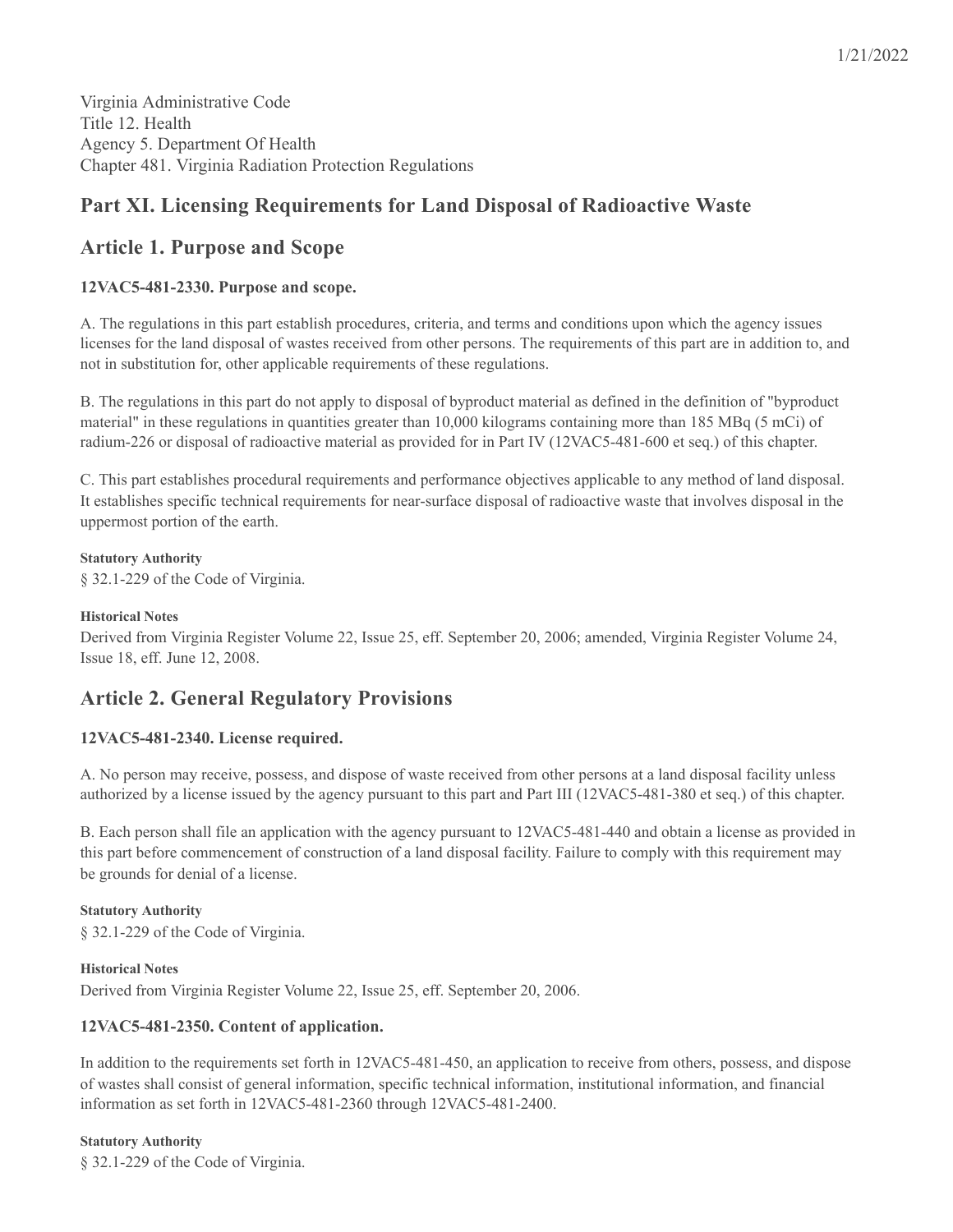Virginia Administrative Code
Title 12. Health
Agency 5. Department Of Health
Chapter 481. Virginia Radiation Protection Regulations

## Part XI. Licensing Requirements for Land Disposal of Radioactive Waste

## Article 1. Purpose and Scope

### 12VAC5-481-2330. Purpose and scope.

A. The regulations in this part establish procedures, criteria, and terms and conditions upon which the agency issues licenses for the land disposal of wastes received from other persons. The requirements of this part are in addition to, and not in substitution for, other applicable requirements of these regulations.

B. The regulations in this part do not apply to disposal of byproduct material as defined in the definition of "byproduct material" in these regulations in quantities greater than 10,000 kilograms containing more than 185 MBq (5 mCi) of radium-226 or disposal of radioactive material as provided for in Part IV (12VAC5-481-600 et seq.) of this chapter.

C. This part establishes procedural requirements and performance objectives applicable to any method of land disposal. It establishes specific technical requirements for near-surface disposal of radioactive waste that involves disposal in the uppermost portion of the earth.

**Statutory Authority**
§ 32.1-229 of the Code of Virginia.

**Historical Notes**
Derived from Virginia Register Volume 22, Issue 25, eff. September 20, 2006; amended, Virginia Register Volume 24, Issue 18, eff. June 12, 2008.

## Article 2. General Regulatory Provisions

### 12VAC5-481-2340. License required.

A. No person may receive, possess, and dispose of waste received from other persons at a land disposal facility unless authorized by a license issued by the agency pursuant to this part and Part III (12VAC5-481-380 et seq.) of this chapter.

B. Each person shall file an application with the agency pursuant to 12VAC5-481-440 and obtain a license as provided in this part before commencement of construction of a land disposal facility. Failure to comply with this requirement may be grounds for denial of a license.

**Statutory Authority**
§ 32.1-229 of the Code of Virginia.

**Historical Notes**
Derived from Virginia Register Volume 22, Issue 25, eff. September 20, 2006.

### 12VAC5-481-2350. Content of application.

In addition to the requirements set forth in 12VAC5-481-450, an application to receive from others, possess, and dispose of wastes shall consist of general information, specific technical information, institutional information, and financial information as set forth in 12VAC5-481-2360 through 12VAC5-481-2400.

**Statutory Authority**
§ 32.1-229 of the Code of Virginia.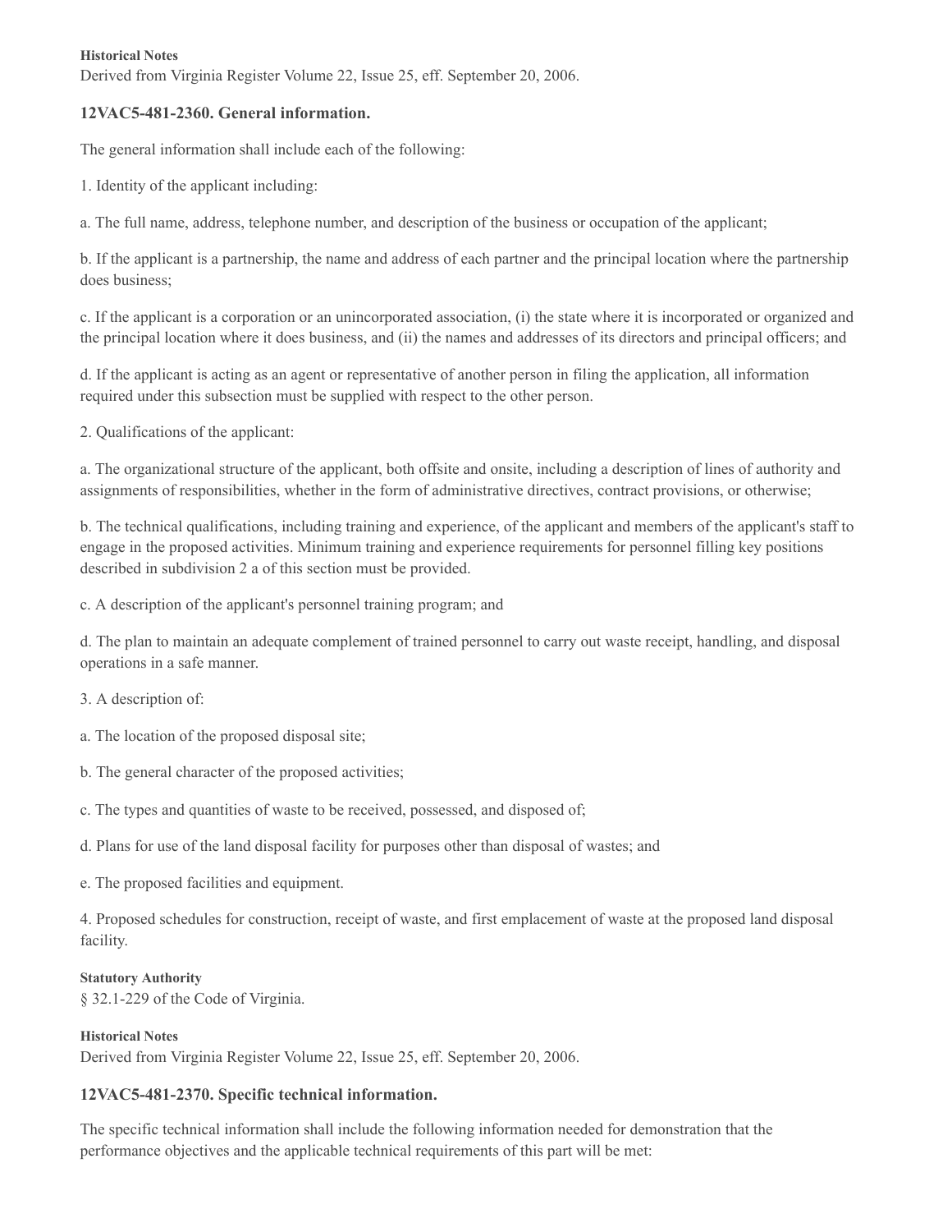**Historical Notes**
Derived from Virginia Register Volume 22, Issue 25, eff. September 20, 2006.

### 12VAC5-481-2360. General information.

The general information shall include each of the following:

1. Identity of the applicant including:

a. The full name, address, telephone number, and description of the business or occupation of the applicant;

b. If the applicant is a partnership, the name and address of each partner and the principal location where the partnership does business;

c. If the applicant is a corporation or an unincorporated association, (i) the state where it is incorporated or organized and the principal location where it does business, and (ii) the names and addresses of its directors and principal officers; and

d. If the applicant is acting as an agent or representative of another person in filing the application, all information required under this subsection must be supplied with respect to the other person.

2. Qualifications of the applicant:

a. The organizational structure of the applicant, both offsite and onsite, including a description of lines of authority and assignments of responsibilities, whether in the form of administrative directives, contract provisions, or otherwise;

b. The technical qualifications, including training and experience, of the applicant and members of the applicant's staff to engage in the proposed activities. Minimum training and experience requirements for personnel filling key positions described in subdivision 2 a of this section must be provided.

c. A description of the applicant's personnel training program; and

d. The plan to maintain an adequate complement of trained personnel to carry out waste receipt, handling, and disposal operations in a safe manner.

3. A description of:

a. The location of the proposed disposal site;

b. The general character of the proposed activities;

c. The types and quantities of waste to be received, possessed, and disposed of;

d. Plans for use of the land disposal facility for purposes other than disposal of wastes; and

e. The proposed facilities and equipment.

4. Proposed schedules for construction, receipt of waste, and first emplacement of waste at the proposed land disposal facility.

**Statutory Authority**
§ 32.1-229 of the Code of Virginia.

**Historical Notes**
Derived from Virginia Register Volume 22, Issue 25, eff. September 20, 2006.

### 12VAC5-481-2370. Specific technical information.

The specific technical information shall include the following information needed for demonstration that the performance objectives and the applicable technical requirements of this part will be met: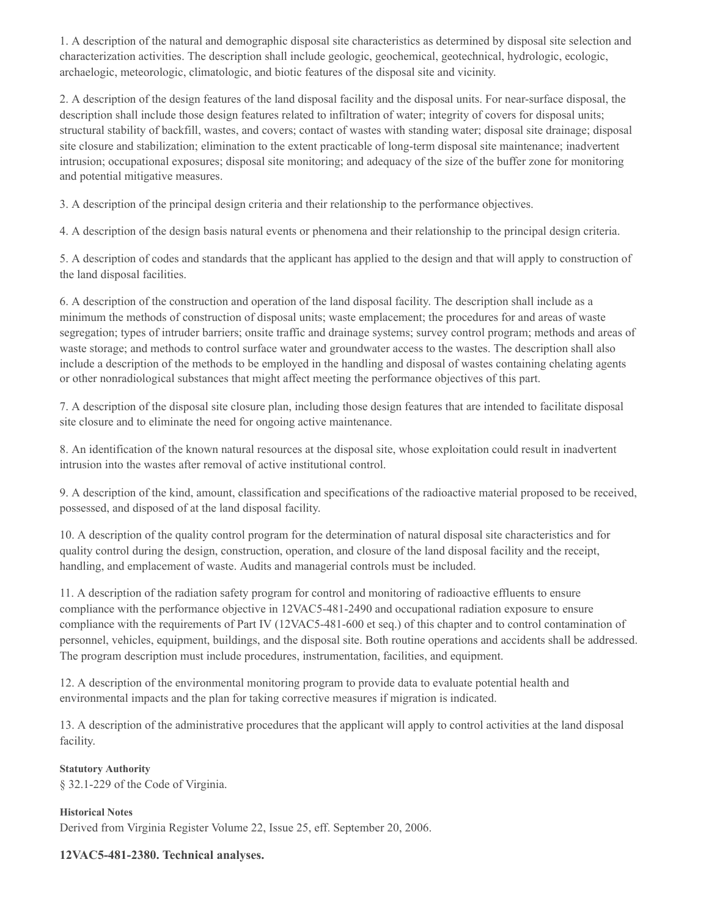1. A description of the natural and demographic disposal site characteristics as determined by disposal site selection and characterization activities. The description shall include geologic, geochemical, geotechnical, hydrologic, ecologic, archaelogic, meteorologic, climatologic, and biotic features of the disposal site and vicinity.

2. A description of the design features of the land disposal facility and the disposal units. For near-surface disposal, the description shall include those design features related to infiltration of water; integrity of covers for disposal units; structural stability of backfill, wastes, and covers; contact of wastes with standing water; disposal site drainage; disposal site closure and stabilization; elimination to the extent practicable of long-term disposal site maintenance; inadvertent intrusion; occupational exposures; disposal site monitoring; and adequacy of the size of the buffer zone for monitoring and potential mitigative measures.

3. A description of the principal design criteria and their relationship to the performance objectives.

4. A description of the design basis natural events or phenomena and their relationship to the principal design criteria.

5. A description of codes and standards that the applicant has applied to the design and that will apply to construction of the land disposal facilities.

6. A description of the construction and operation of the land disposal facility. The description shall include as a minimum the methods of construction of disposal units; waste emplacement; the procedures for and areas of waste segregation; types of intruder barriers; onsite traffic and drainage systems; survey control program; methods and areas of waste storage; and methods to control surface water and groundwater access to the wastes. The description shall also include a description of the methods to be employed in the handling and disposal of wastes containing chelating agents or other nonradiological substances that might affect meeting the performance objectives of this part.

7. A description of the disposal site closure plan, including those design features that are intended to facilitate disposal site closure and to eliminate the need for ongoing active maintenance.

8. An identification of the known natural resources at the disposal site, whose exploitation could result in inadvertent intrusion into the wastes after removal of active institutional control.

9. A description of the kind, amount, classification and specifications of the radioactive material proposed to be received, possessed, and disposed of at the land disposal facility.

10. A description of the quality control program for the determination of natural disposal site characteristics and for quality control during the design, construction, operation, and closure of the land disposal facility and the receipt, handling, and emplacement of waste. Audits and managerial controls must be included.

11. A description of the radiation safety program for control and monitoring of radioactive effluents to ensure compliance with the performance objective in 12VAC5-481-2490 and occupational radiation exposure to ensure compliance with the requirements of Part IV (12VAC5-481-600 et seq.) of this chapter and to control contamination of personnel, vehicles, equipment, buildings, and the disposal site. Both routine operations and accidents shall be addressed. The program description must include procedures, instrumentation, facilities, and equipment.

12. A description of the environmental monitoring program to provide data to evaluate potential health and environmental impacts and the plan for taking corrective measures if migration is indicated.

13. A description of the administrative procedures that the applicant will apply to control activities at the land disposal facility.

**Statutory Authority**

§ 32.1-229 of the Code of Virginia.

**Historical Notes**

Derived from Virginia Register Volume 22, Issue 25, eff. September 20, 2006.

### 12VAC5-481-2380. Technical analyses.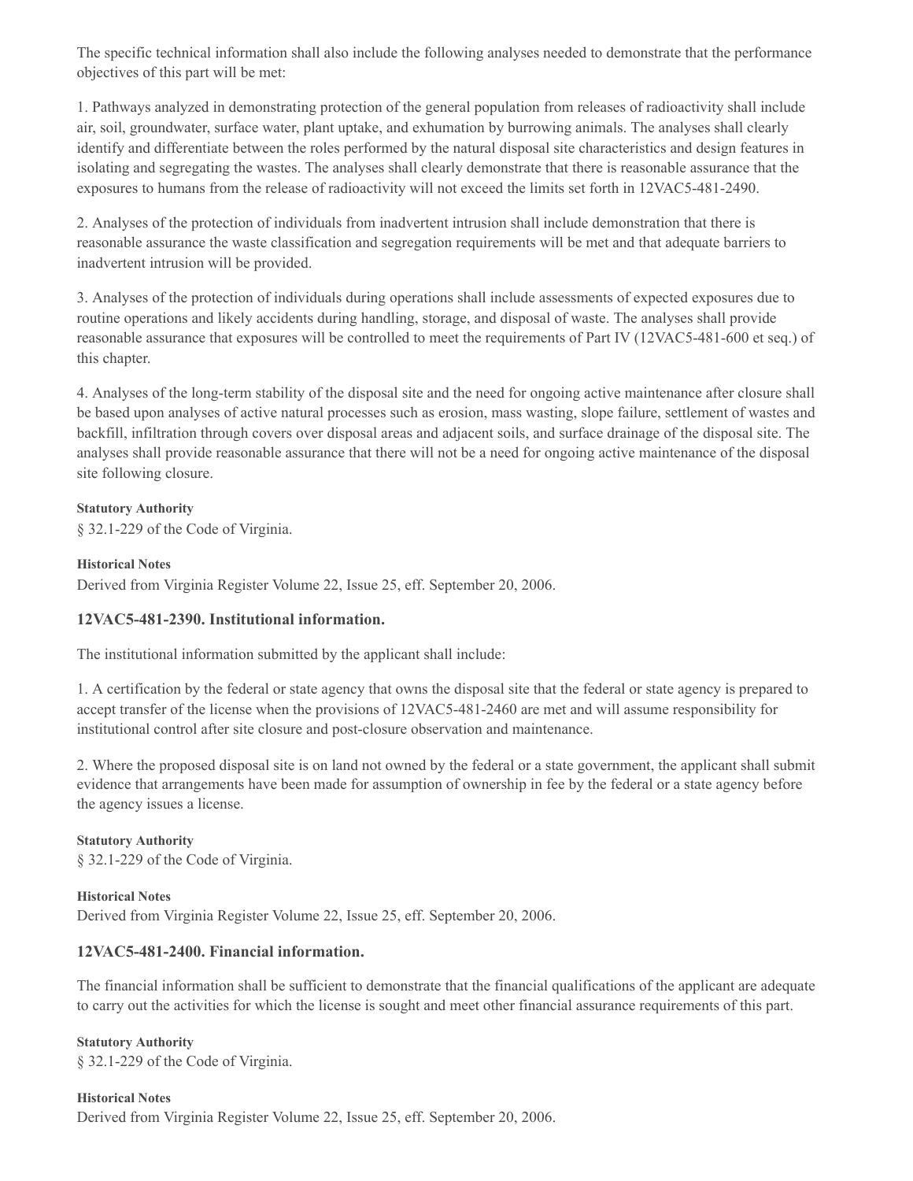The specific technical information shall also include the following analyses needed to demonstrate that the performance objectives of this part will be met:

1. Pathways analyzed in demonstrating protection of the general population from releases of radioactivity shall include air, soil, groundwater, surface water, plant uptake, and exhumation by burrowing animals. The analyses shall clearly identify and differentiate between the roles performed by the natural disposal site characteristics and design features in isolating and segregating the wastes. The analyses shall clearly demonstrate that there is reasonable assurance that the exposures to humans from the release of radioactivity will not exceed the limits set forth in 12VAC5-481-2490.

2. Analyses of the protection of individuals from inadvertent intrusion shall include demonstration that there is reasonable assurance the waste classification and segregation requirements will be met and that adequate barriers to inadvertent intrusion will be provided.

3. Analyses of the protection of individuals during operations shall include assessments of expected exposures due to routine operations and likely accidents during handling, storage, and disposal of waste. The analyses shall provide reasonable assurance that exposures will be controlled to meet the requirements of Part IV (12VAC5-481-600 et seq.) of this chapter.

4. Analyses of the long-term stability of the disposal site and the need for ongoing active maintenance after closure shall be based upon analyses of active natural processes such as erosion, mass wasting, slope failure, settlement of wastes and backfill, infiltration through covers over disposal areas and adjacent soils, and surface drainage of the disposal site. The analyses shall provide reasonable assurance that there will not be a need for ongoing active maintenance of the disposal site following closure.

**Statutory Authority**

§ 32.1-229 of the Code of Virginia.

**Historical Notes**

Derived from Virginia Register Volume 22, Issue 25, eff. September 20, 2006.

### 12VAC5-481-2390. Institutional information.

The institutional information submitted by the applicant shall include:

1. A certification by the federal or state agency that owns the disposal site that the federal or state agency is prepared to accept transfer of the license when the provisions of 12VAC5-481-2460 are met and will assume responsibility for institutional control after site closure and post-closure observation and maintenance.

2. Where the proposed disposal site is on land not owned by the federal or a state government, the applicant shall submit evidence that arrangements have been made for assumption of ownership in fee by the federal or a state agency before the agency issues a license.

**Statutory Authority**

§ 32.1-229 of the Code of Virginia.

**Historical Notes**

Derived from Virginia Register Volume 22, Issue 25, eff. September 20, 2006.

### 12VAC5-481-2400. Financial information.

The financial information shall be sufficient to demonstrate that the financial qualifications of the applicant are adequate to carry out the activities for which the license is sought and meet other financial assurance requirements of this part.

**Statutory Authority**

§ 32.1-229 of the Code of Virginia.

**Historical Notes**

Derived from Virginia Register Volume 22, Issue 25, eff. September 20, 2006.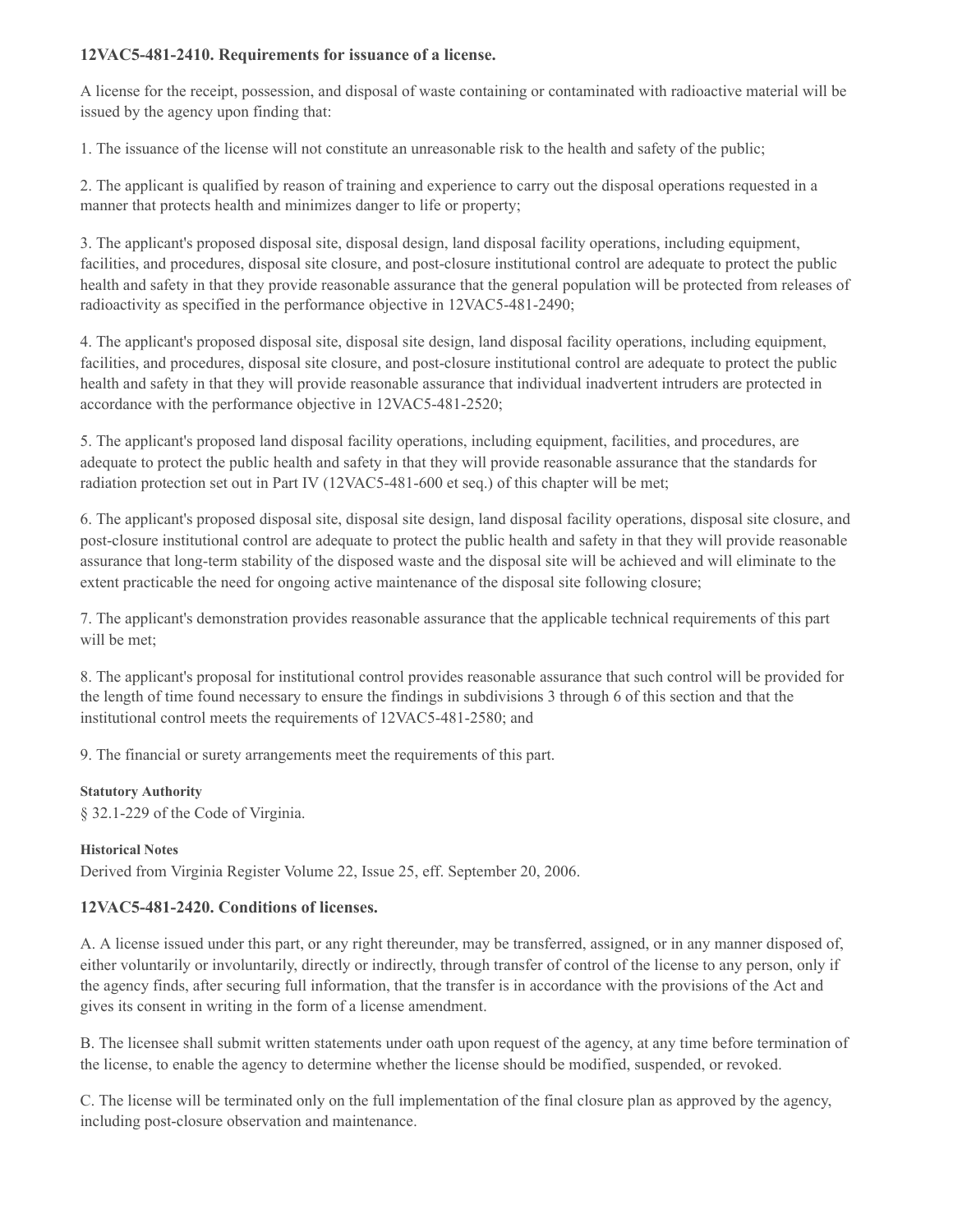### 12VAC5-481-2410. Requirements for issuance of a license.

A license for the receipt, possession, and disposal of waste containing or contaminated with radioactive material will be issued by the agency upon finding that:

1. The issuance of the license will not constitute an unreasonable risk to the health and safety of the public;

2. The applicant is qualified by reason of training and experience to carry out the disposal operations requested in a manner that protects health and minimizes danger to life or property;

3. The applicant's proposed disposal site, disposal design, land disposal facility operations, including equipment, facilities, and procedures, disposal site closure, and post-closure institutional control are adequate to protect the public health and safety in that they provide reasonable assurance that the general population will be protected from releases of radioactivity as specified in the performance objective in 12VAC5-481-2490;

4. The applicant's proposed disposal site, disposal site design, land disposal facility operations, including equipment, facilities, and procedures, disposal site closure, and post-closure institutional control are adequate to protect the public health and safety in that they will provide reasonable assurance that individual inadvertent intruders are protected in accordance with the performance objective in 12VAC5-481-2520;

5. The applicant's proposed land disposal facility operations, including equipment, facilities, and procedures, are adequate to protect the public health and safety in that they will provide reasonable assurance that the standards for radiation protection set out in Part IV (12VAC5-481-600 et seq.) of this chapter will be met;

6. The applicant's proposed disposal site, disposal site design, land disposal facility operations, disposal site closure, and post-closure institutional control are adequate to protect the public health and safety in that they will provide reasonable assurance that long-term stability of the disposed waste and the disposal site will be achieved and will eliminate to the extent practicable the need for ongoing active maintenance of the disposal site following closure;

7. The applicant's demonstration provides reasonable assurance that the applicable technical requirements of this part will be met;

8. The applicant's proposal for institutional control provides reasonable assurance that such control will be provided for the length of time found necessary to ensure the findings in subdivisions 3 through 6 of this section and that the institutional control meets the requirements of 12VAC5-481-2580; and

9. The financial or surety arrangements meet the requirements of this part.

**Statutory Authority**

§ 32.1-229 of the Code of Virginia.

**Historical Notes**

Derived from Virginia Register Volume 22, Issue 25, eff. September 20, 2006.

### 12VAC5-481-2420. Conditions of licenses.

A. A license issued under this part, or any right thereunder, may be transferred, assigned, or in any manner disposed of, either voluntarily or involuntarily, directly or indirectly, through transfer of control of the license to any person, only if the agency finds, after securing full information, that the transfer is in accordance with the provisions of the Act and gives its consent in writing in the form of a license amendment.

B. The licensee shall submit written statements under oath upon request of the agency, at any time before termination of the license, to enable the agency to determine whether the license should be modified, suspended, or revoked.

C. The license will be terminated only on the full implementation of the final closure plan as approved by the agency, including post-closure observation and maintenance.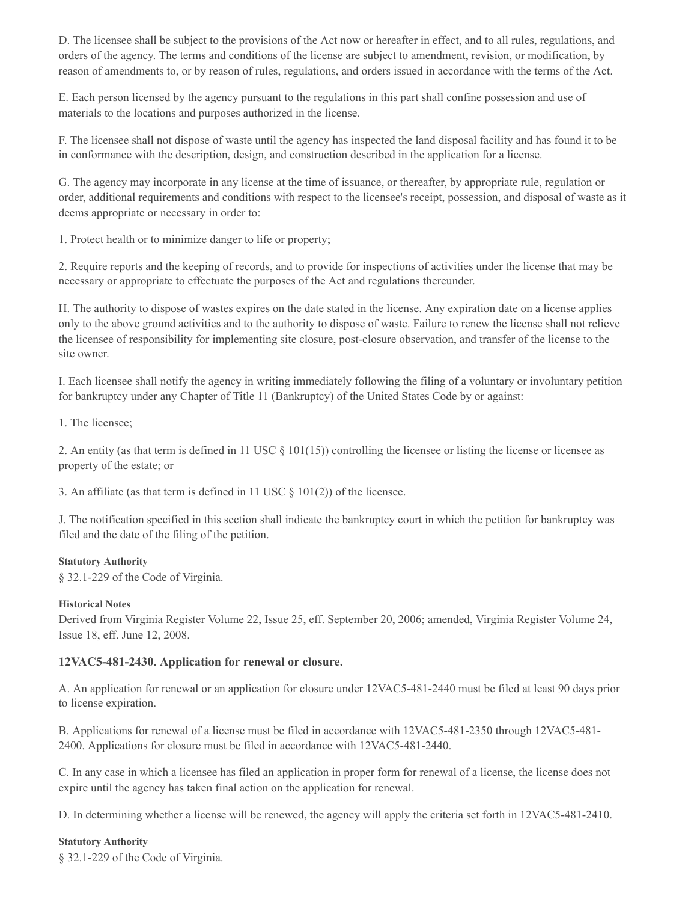D. The licensee shall be subject to the provisions of the Act now or hereafter in effect, and to all rules, regulations, and orders of the agency. The terms and conditions of the license are subject to amendment, revision, or modification, by reason of amendments to, or by reason of rules, regulations, and orders issued in accordance with the terms of the Act.

E. Each person licensed by the agency pursuant to the regulations in this part shall confine possession and use of materials to the locations and purposes authorized in the license.

F. The licensee shall not dispose of waste until the agency has inspected the land disposal facility and has found it to be in conformance with the description, design, and construction described in the application for a license.

G. The agency may incorporate in any license at the time of issuance, or thereafter, by appropriate rule, regulation or order, additional requirements and conditions with respect to the licensee's receipt, possession, and disposal of waste as it deems appropriate or necessary in order to:

1. Protect health or to minimize danger to life or property;

2. Require reports and the keeping of records, and to provide for inspections of activities under the license that may be necessary or appropriate to effectuate the purposes of the Act and regulations thereunder.

H. The authority to dispose of wastes expires on the date stated in the license. Any expiration date on a license applies only to the above ground activities and to the authority to dispose of waste. Failure to renew the license shall not relieve the licensee of responsibility for implementing site closure, post-closure observation, and transfer of the license to the site owner.

I. Each licensee shall notify the agency in writing immediately following the filing of a voluntary or involuntary petition for bankruptcy under any Chapter of Title 11 (Bankruptcy) of the United States Code by or against:

1. The licensee;

2. An entity (as that term is defined in 11 USC § 101(15)) controlling the licensee or listing the license or licensee as property of the estate; or

3. An affiliate (as that term is defined in 11 USC § 101(2)) of the licensee.

J. The notification specified in this section shall indicate the bankruptcy court in which the petition for bankruptcy was filed and the date of the filing of the petition.

**Statutory Authority**

§ 32.1-229 of the Code of Virginia.

**Historical Notes**

Derived from Virginia Register Volume 22, Issue 25, eff. September 20, 2006; amended, Virginia Register Volume 24, Issue 18, eff. June 12, 2008.

### 12VAC5-481-2430. Application for renewal or closure.

A. An application for renewal or an application for closure under 12VAC5-481-2440 must be filed at least 90 days prior to license expiration.

B. Applications for renewal of a license must be filed in accordance with 12VAC5-481-2350 through 12VAC5-481-2400. Applications for closure must be filed in accordance with 12VAC5-481-2440.

C. In any case in which a licensee has filed an application in proper form for renewal of a license, the license does not expire until the agency has taken final action on the application for renewal.

D. In determining whether a license will be renewed, the agency will apply the criteria set forth in 12VAC5-481-2410.

**Statutory Authority**

§ 32.1-229 of the Code of Virginia.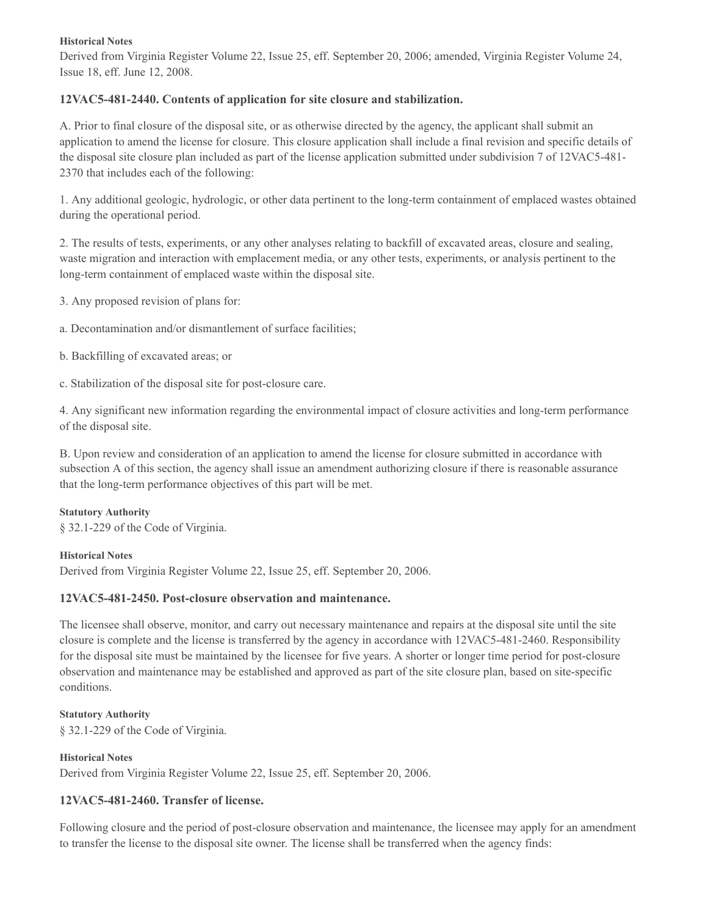**Historical Notes**

Derived from Virginia Register Volume 22, Issue 25, eff. September 20, 2006; amended, Virginia Register Volume 24, Issue 18, eff. June 12, 2008.

### 12VAC5-481-2440. Contents of application for site closure and stabilization.

A. Prior to final closure of the disposal site, or as otherwise directed by the agency, the applicant shall submit an application to amend the license for closure. This closure application shall include a final revision and specific details of the disposal site closure plan included as part of the license application submitted under subdivision 7 of 12VAC5-481-2370 that includes each of the following:

1. Any additional geologic, hydrologic, or other data pertinent to the long-term containment of emplaced wastes obtained during the operational period.

2. The results of tests, experiments, or any other analyses relating to backfill of excavated areas, closure and sealing, waste migration and interaction with emplacement media, or any other tests, experiments, or analysis pertinent to the long-term containment of emplaced waste within the disposal site.

3. Any proposed revision of plans for:

a. Decontamination and/or dismantlement of surface facilities;

b. Backfilling of excavated areas; or

c. Stabilization of the disposal site for post-closure care.

4. Any significant new information regarding the environmental impact of closure activities and long-term performance of the disposal site.

B. Upon review and consideration of an application to amend the license for closure submitted in accordance with subsection A of this section, the agency shall issue an amendment authorizing closure if there is reasonable assurance that the long-term performance objectives of this part will be met.

**Statutory Authority**

§ 32.1-229 of the Code of Virginia.

**Historical Notes**

Derived from Virginia Register Volume 22, Issue 25, eff. September 20, 2006.

### 12VAC5-481-2450. Post-closure observation and maintenance.

The licensee shall observe, monitor, and carry out necessary maintenance and repairs at the disposal site until the site closure is complete and the license is transferred by the agency in accordance with 12VAC5-481-2460. Responsibility for the disposal site must be maintained by the licensee for five years. A shorter or longer time period for post-closure observation and maintenance may be established and approved as part of the site closure plan, based on site-specific conditions.

**Statutory Authority**

§ 32.1-229 of the Code of Virginia.

**Historical Notes**

Derived from Virginia Register Volume 22, Issue 25, eff. September 20, 2006.

### 12VAC5-481-2460. Transfer of license.

Following closure and the period of post-closure observation and maintenance, the licensee may apply for an amendment to transfer the license to the disposal site owner. The license shall be transferred when the agency finds: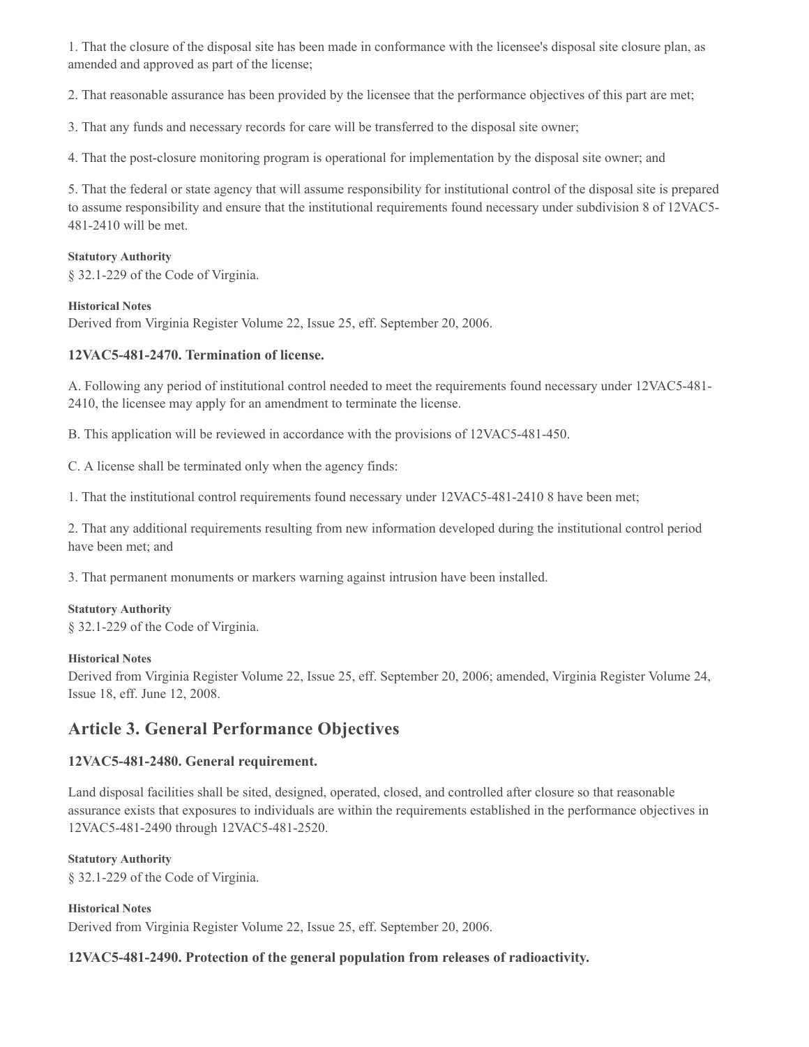1. That the closure of the disposal site has been made in conformance with the licensee's disposal site closure plan, as amended and approved as part of the license;

2. That reasonable assurance has been provided by the licensee that the performance objectives of this part are met;

3. That any funds and necessary records for care will be transferred to the disposal site owner;

4. That the post-closure monitoring program is operational for implementation by the disposal site owner; and

5. That the federal or state agency that will assume responsibility for institutional control of the disposal site is prepared to assume responsibility and ensure that the institutional requirements found necessary under subdivision 8 of 12VAC5-481-2410 will be met.

**Statutory Authority**

§ 32.1-229 of the Code of Virginia.

**Historical Notes**

Derived from Virginia Register Volume 22, Issue 25, eff. September 20, 2006.

### 12VAC5-481-2470. Termination of license.

A. Following any period of institutional control needed to meet the requirements found necessary under 12VAC5-481-2410, the licensee may apply for an amendment to terminate the license.

B. This application will be reviewed in accordance with the provisions of 12VAC5-481-450.

C. A license shall be terminated only when the agency finds:

1. That the institutional control requirements found necessary under 12VAC5-481-2410 8 have been met;

2. That any additional requirements resulting from new information developed during the institutional control period have been met; and

3. That permanent monuments or markers warning against intrusion have been installed.

**Statutory Authority**

§ 32.1-229 of the Code of Virginia.

**Historical Notes**

Derived from Virginia Register Volume 22, Issue 25, eff. September 20, 2006; amended, Virginia Register Volume 24, Issue 18, eff. June 12, 2008.

## Article 3. General Performance Objectives

### 12VAC5-481-2480. General requirement.

Land disposal facilities shall be sited, designed, operated, closed, and controlled after closure so that reasonable assurance exists that exposures to individuals are within the requirements established in the performance objectives in 12VAC5-481-2490 through 12VAC5-481-2520.

**Statutory Authority**

§ 32.1-229 of the Code of Virginia.

**Historical Notes**

Derived from Virginia Register Volume 22, Issue 25, eff. September 20, 2006.

### 12VAC5-481-2490. Protection of the general population from releases of radioactivity.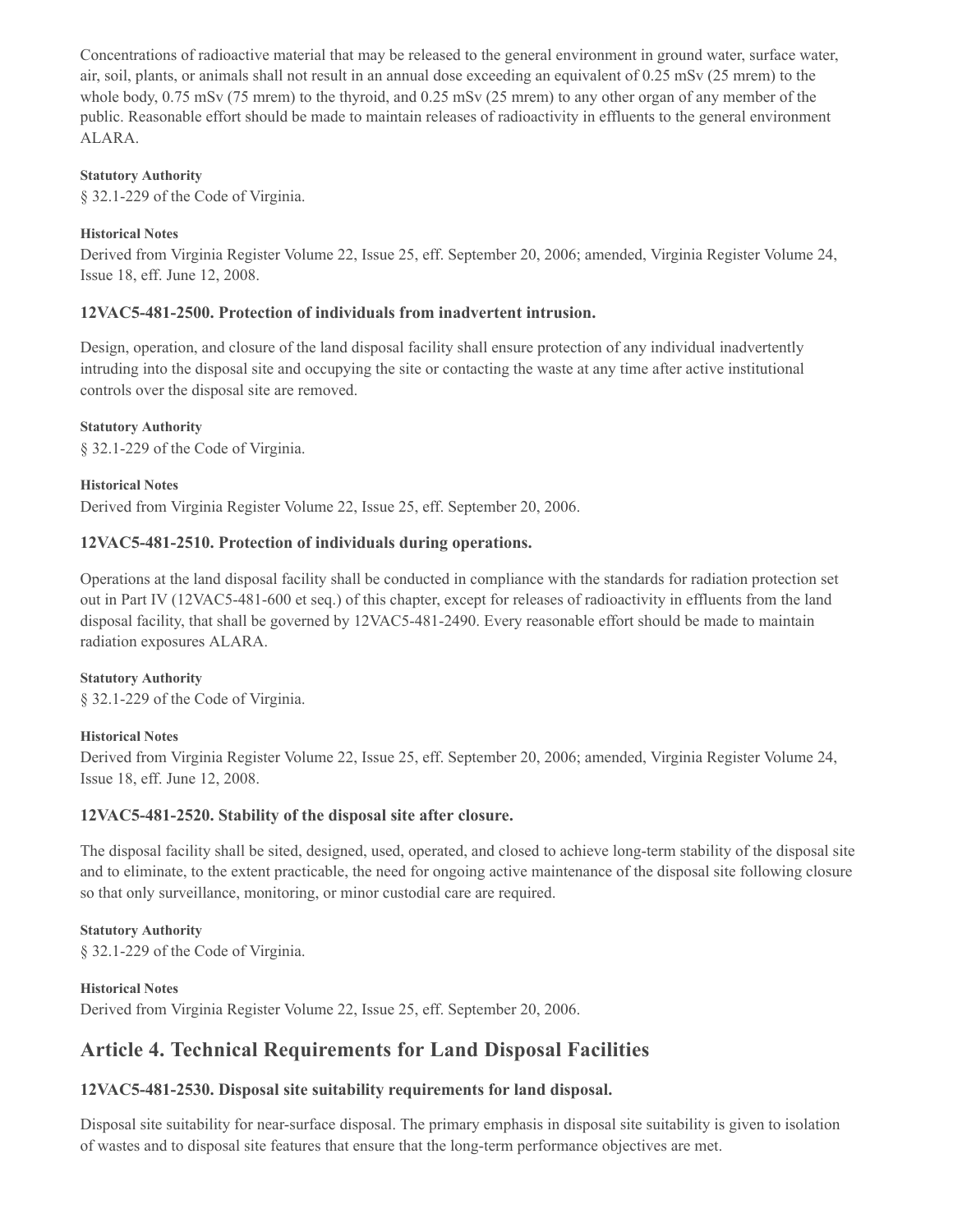Concentrations of radioactive material that may be released to the general environment in ground water, surface water, air, soil, plants, or animals shall not result in an annual dose exceeding an equivalent of 0.25 mSv (25 mrem) to the whole body, 0.75 mSv (75 mrem) to the thyroid, and 0.25 mSv (25 mrem) to any other organ of any member of the public. Reasonable effort should be made to maintain releases of radioactivity in effluents to the general environment ALARA.

**Statutory Authority**

§ 32.1-229 of the Code of Virginia.

**Historical Notes**

Derived from Virginia Register Volume 22, Issue 25, eff. September 20, 2006; amended, Virginia Register Volume 24, Issue 18, eff. June 12, 2008.

### 12VAC5-481-2500. Protection of individuals from inadvertent intrusion.

Design, operation, and closure of the land disposal facility shall ensure protection of any individual inadvertently intruding into the disposal site and occupying the site or contacting the waste at any time after active institutional controls over the disposal site are removed.

**Statutory Authority**

§ 32.1-229 of the Code of Virginia.

**Historical Notes**

Derived from Virginia Register Volume 22, Issue 25, eff. September 20, 2006.

### 12VAC5-481-2510. Protection of individuals during operations.

Operations at the land disposal facility shall be conducted in compliance with the standards for radiation protection set out in Part IV (12VAC5-481-600 et seq.) of this chapter, except for releases of radioactivity in effluents from the land disposal facility, that shall be governed by 12VAC5-481-2490. Every reasonable effort should be made to maintain radiation exposures ALARA.

**Statutory Authority**

§ 32.1-229 of the Code of Virginia.

**Historical Notes**

Derived from Virginia Register Volume 22, Issue 25, eff. September 20, 2006; amended, Virginia Register Volume 24, Issue 18, eff. June 12, 2008.

### 12VAC5-481-2520. Stability of the disposal site after closure.

The disposal facility shall be sited, designed, used, operated, and closed to achieve long-term stability of the disposal site and to eliminate, to the extent practicable, the need for ongoing active maintenance of the disposal site following closure so that only surveillance, monitoring, or minor custodial care are required.

**Statutory Authority**

§ 32.1-229 of the Code of Virginia.

**Historical Notes**

Derived from Virginia Register Volume 22, Issue 25, eff. September 20, 2006.

## Article 4. Technical Requirements for Land Disposal Facilities

### 12VAC5-481-2530. Disposal site suitability requirements for land disposal.

Disposal site suitability for near-surface disposal. The primary emphasis in disposal site suitability is given to isolation of wastes and to disposal site features that ensure that the long-term performance objectives are met.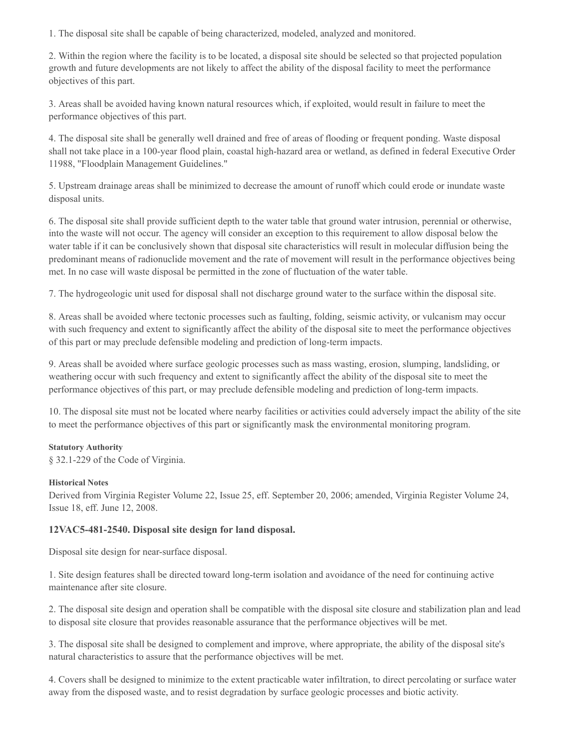1. The disposal site shall be capable of being characterized, modeled, analyzed and monitored.

2. Within the region where the facility is to be located, a disposal site should be selected so that projected population growth and future developments are not likely to affect the ability of the disposal facility to meet the performance objectives of this part.

3. Areas shall be avoided having known natural resources which, if exploited, would result in failure to meet the performance objectives of this part.

4. The disposal site shall be generally well drained and free of areas of flooding or frequent ponding. Waste disposal shall not take place in a 100-year flood plain, coastal high-hazard area or wetland, as defined in federal Executive Order 11988, "Floodplain Management Guidelines."

5. Upstream drainage areas shall be minimized to decrease the amount of runoff which could erode or inundate waste disposal units.

6. The disposal site shall provide sufficient depth to the water table that ground water intrusion, perennial or otherwise, into the waste will not occur. The agency will consider an exception to this requirement to allow disposal below the water table if it can be conclusively shown that disposal site characteristics will result in molecular diffusion being the predominant means of radionuclide movement and the rate of movement will result in the performance objectives being met. In no case will waste disposal be permitted in the zone of fluctuation of the water table.

7. The hydrogeologic unit used for disposal shall not discharge ground water to the surface within the disposal site.

8. Areas shall be avoided where tectonic processes such as faulting, folding, seismic activity, or vulcanism may occur with such frequency and extent to significantly affect the ability of the disposal site to meet the performance objectives of this part or may preclude defensible modeling and prediction of long-term impacts.

9. Areas shall be avoided where surface geologic processes such as mass wasting, erosion, slumping, landsliding, or weathering occur with such frequency and extent to significantly affect the ability of the disposal site to meet the performance objectives of this part, or may preclude defensible modeling and prediction of long-term impacts.

10. The disposal site must not be located where nearby facilities or activities could adversely impact the ability of the site to meet the performance objectives of this part or significantly mask the environmental monitoring program.

**Statutory Authority**

§ 32.1-229 of the Code of Virginia.

**Historical Notes**

Derived from Virginia Register Volume 22, Issue 25, eff. September 20, 2006; amended, Virginia Register Volume 24, Issue 18, eff. June 12, 2008.

### 12VAC5-481-2540. Disposal site design for land disposal.

Disposal site design for near-surface disposal.

1. Site design features shall be directed toward long-term isolation and avoidance of the need for continuing active maintenance after site closure.

2. The disposal site design and operation shall be compatible with the disposal site closure and stabilization plan and lead to disposal site closure that provides reasonable assurance that the performance objectives will be met.

3. The disposal site shall be designed to complement and improve, where appropriate, the ability of the disposal site's natural characteristics to assure that the performance objectives will be met.

4. Covers shall be designed to minimize to the extent practicable water infiltration, to direct percolating or surface water away from the disposed waste, and to resist degradation by surface geologic processes and biotic activity.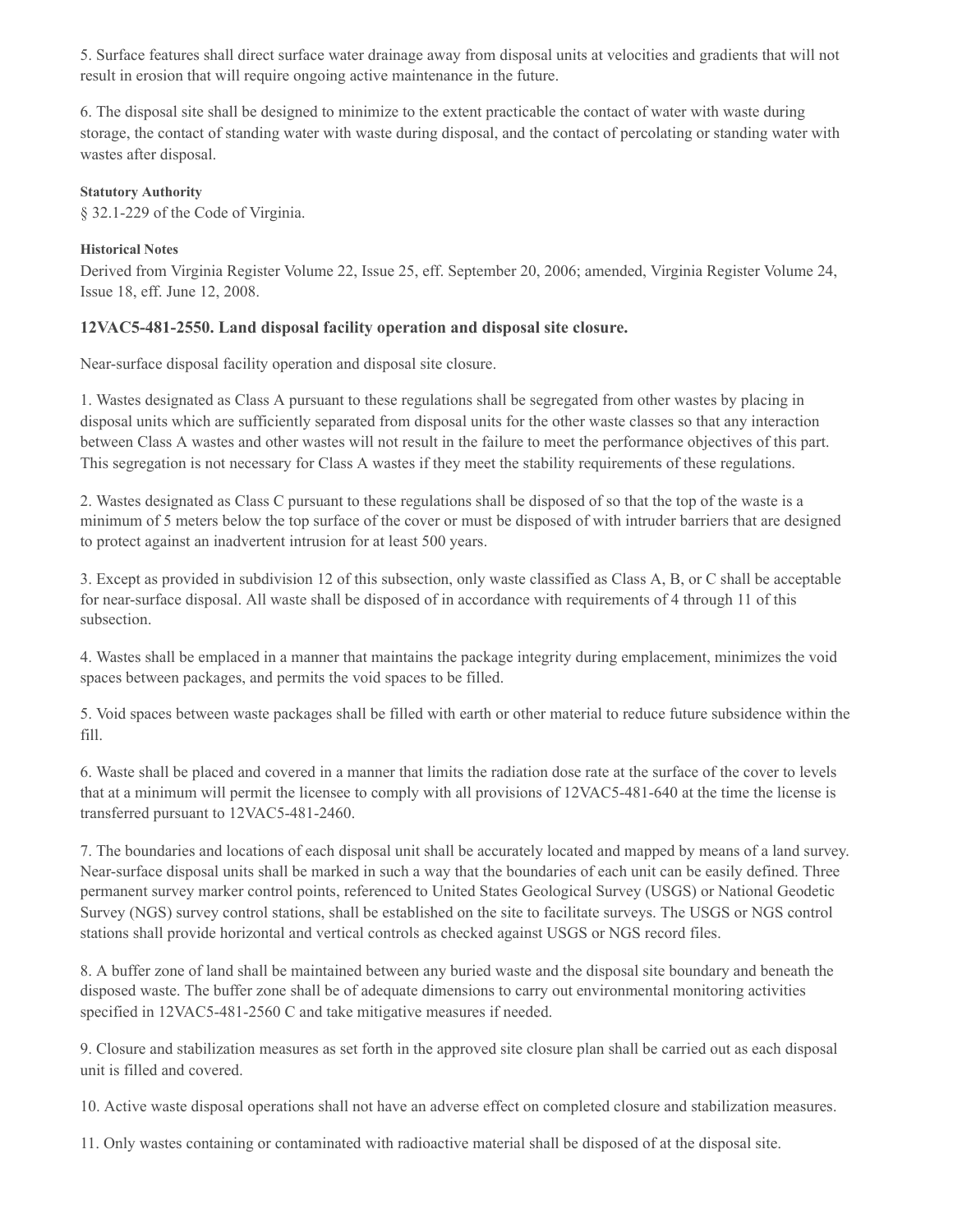5. Surface features shall direct surface water drainage away from disposal units at velocities and gradients that will not result in erosion that will require ongoing active maintenance in the future.

6. The disposal site shall be designed to minimize to the extent practicable the contact of water with waste during storage, the contact of standing water with waste during disposal, and the contact of percolating or standing water with wastes after disposal.

**Statutory Authority**

§ 32.1-229 of the Code of Virginia.

**Historical Notes**

Derived from Virginia Register Volume 22, Issue 25, eff. September 20, 2006; amended, Virginia Register Volume 24, Issue 18, eff. June 12, 2008.

### 12VAC5-481-2550. Land disposal facility operation and disposal site closure.

Near-surface disposal facility operation and disposal site closure.

1. Wastes designated as Class A pursuant to these regulations shall be segregated from other wastes by placing in disposal units which are sufficiently separated from disposal units for the other waste classes so that any interaction between Class A wastes and other wastes will not result in the failure to meet the performance objectives of this part. This segregation is not necessary for Class A wastes if they meet the stability requirements of these regulations.

2. Wastes designated as Class C pursuant to these regulations shall be disposed of so that the top of the waste is a minimum of 5 meters below the top surface of the cover or must be disposed of with intruder barriers that are designed to protect against an inadvertent intrusion for at least 500 years.

3. Except as provided in subdivision 12 of this subsection, only waste classified as Class A, B, or C shall be acceptable for near-surface disposal. All waste shall be disposed of in accordance with requirements of 4 through 11 of this subsection.

4. Wastes shall be emplaced in a manner that maintains the package integrity during emplacement, minimizes the void spaces between packages, and permits the void spaces to be filled.

5. Void spaces between waste packages shall be filled with earth or other material to reduce future subsidence within the fill.

6. Waste shall be placed and covered in a manner that limits the radiation dose rate at the surface of the cover to levels that at a minimum will permit the licensee to comply with all provisions of 12VAC5-481-640 at the time the license is transferred pursuant to 12VAC5-481-2460.

7. The boundaries and locations of each disposal unit shall be accurately located and mapped by means of a land survey. Near-surface disposal units shall be marked in such a way that the boundaries of each unit can be easily defined. Three permanent survey marker control points, referenced to United States Geological Survey (USGS) or National Geodetic Survey (NGS) survey control stations, shall be established on the site to facilitate surveys. The USGS or NGS control stations shall provide horizontal and vertical controls as checked against USGS or NGS record files.

8. A buffer zone of land shall be maintained between any buried waste and the disposal site boundary and beneath the disposed waste. The buffer zone shall be of adequate dimensions to carry out environmental monitoring activities specified in 12VAC5-481-2560 C and take mitigative measures if needed.

9. Closure and stabilization measures as set forth in the approved site closure plan shall be carried out as each disposal unit is filled and covered.

10. Active waste disposal operations shall not have an adverse effect on completed closure and stabilization measures.

11. Only wastes containing or contaminated with radioactive material shall be disposed of at the disposal site.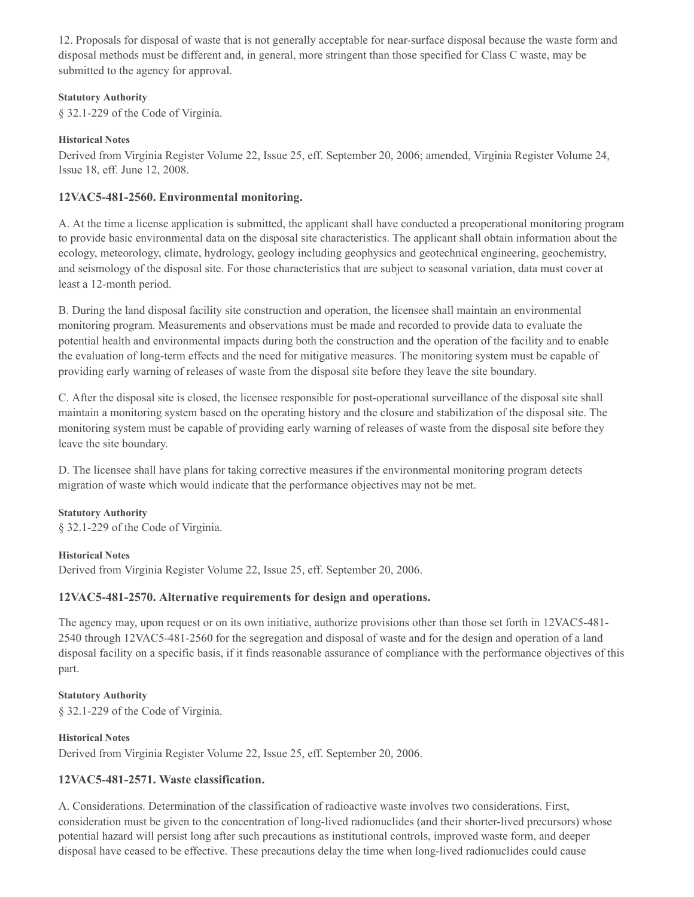12. Proposals for disposal of waste that is not generally acceptable for near-surface disposal because the waste form and disposal methods must be different and, in general, more stringent than those specified for Class C waste, may be submitted to the agency for approval.

**Statutory Authority**

§ 32.1-229 of the Code of Virginia.

**Historical Notes**

Derived from Virginia Register Volume 22, Issue 25, eff. September 20, 2006; amended, Virginia Register Volume 24, Issue 18, eff. June 12, 2008.

### 12VAC5-481-2560. Environmental monitoring.

A. At the time a license application is submitted, the applicant shall have conducted a preoperational monitoring program to provide basic environmental data on the disposal site characteristics. The applicant shall obtain information about the ecology, meteorology, climate, hydrology, geology including geophysics and geotechnical engineering, geochemistry, and seismology of the disposal site. For those characteristics that are subject to seasonal variation, data must cover at least a 12-month period.

B. During the land disposal facility site construction and operation, the licensee shall maintain an environmental monitoring program. Measurements and observations must be made and recorded to provide data to evaluate the potential health and environmental impacts during both the construction and the operation of the facility and to enable the evaluation of long-term effects and the need for mitigative measures. The monitoring system must be capable of providing early warning of releases of waste from the disposal site before they leave the site boundary.

C. After the disposal site is closed, the licensee responsible for post-operational surveillance of the disposal site shall maintain a monitoring system based on the operating history and the closure and stabilization of the disposal site. The monitoring system must be capable of providing early warning of releases of waste from the disposal site before they leave the site boundary.

D. The licensee shall have plans for taking corrective measures if the environmental monitoring program detects migration of waste which would indicate that the performance objectives may not be met.

**Statutory Authority**

§ 32.1-229 of the Code of Virginia.

**Historical Notes**

Derived from Virginia Register Volume 22, Issue 25, eff. September 20, 2006.

### 12VAC5-481-2570. Alternative requirements for design and operations.

The agency may, upon request or on its own initiative, authorize provisions other than those set forth in 12VAC5-481-2540 through 12VAC5-481-2560 for the segregation and disposal of waste and for the design and operation of a land disposal facility on a specific basis, if it finds reasonable assurance of compliance with the performance objectives of this part.

**Statutory Authority**

§ 32.1-229 of the Code of Virginia.

**Historical Notes**

Derived from Virginia Register Volume 22, Issue 25, eff. September 20, 2006.

### 12VAC5-481-2571. Waste classification.

A. Considerations. Determination of the classification of radioactive waste involves two considerations. First, consideration must be given to the concentration of long-lived radionuclides (and their shorter-lived precursors) whose potential hazard will persist long after such precautions as institutional controls, improved waste form, and deeper disposal have ceased to be effective. These precautions delay the time when long-lived radionuclides could cause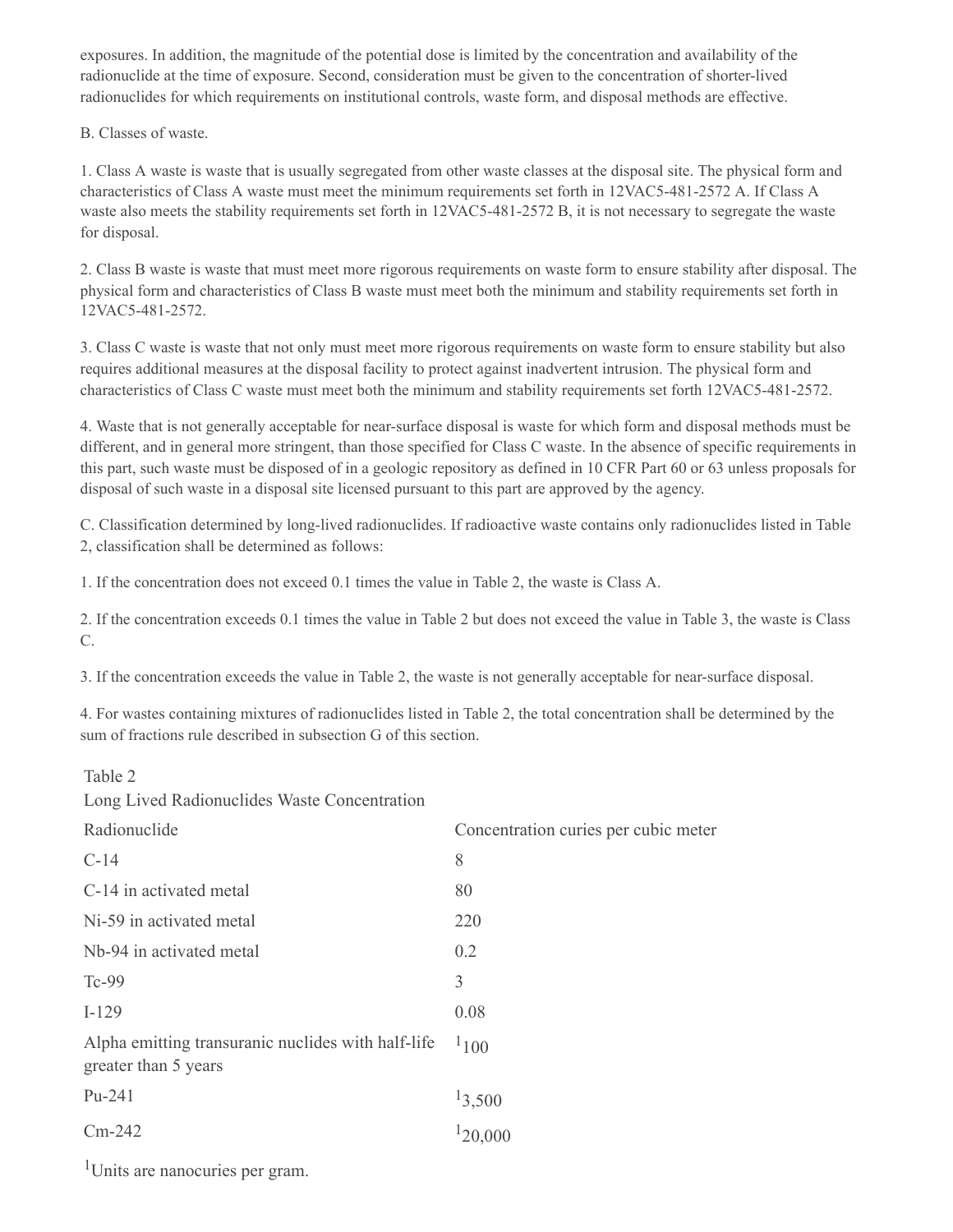exposures. In addition, the magnitude of the potential dose is limited by the concentration and availability of the radionuclide at the time of exposure. Second, consideration must be given to the concentration of shorter-lived radionuclides for which requirements on institutional controls, waste form, and disposal methods are effective.

B. Classes of waste.

1. Class A waste is waste that is usually segregated from other waste classes at the disposal site. The physical form and characteristics of Class A waste must meet the minimum requirements set forth in 12VAC5-481-2572 A. If Class A waste also meets the stability requirements set forth in 12VAC5-481-2572 B, it is not necessary to segregate the waste for disposal.

2. Class B waste is waste that must meet more rigorous requirements on waste form to ensure stability after disposal. The physical form and characteristics of Class B waste must meet both the minimum and stability requirements set forth in 12VAC5-481-2572.

3. Class C waste is waste that not only must meet more rigorous requirements on waste form to ensure stability but also requires additional measures at the disposal facility to protect against inadvertent intrusion. The physical form and characteristics of Class C waste must meet both the minimum and stability requirements set forth 12VAC5-481-2572.

4. Waste that is not generally acceptable for near-surface disposal is waste for which form and disposal methods must be different, and in general more stringent, than those specified for Class C waste. In the absence of specific requirements in this part, such waste must be disposed of in a geologic repository as defined in 10 CFR Part 60 or 63 unless proposals for disposal of such waste in a disposal site licensed pursuant to this part are approved by the agency.

C. Classification determined by long-lived radionuclides. If radioactive waste contains only radionuclides listed in Table 2, classification shall be determined as follows:

1. If the concentration does not exceed 0.1 times the value in Table 2, the waste is Class A.

2. If the concentration exceeds 0.1 times the value in Table 2 but does not exceed the value in Table 3, the waste is Class C.

3. If the concentration exceeds the value in Table 2, the waste is not generally acceptable for near-surface disposal.

4. For wastes containing mixtures of radionuclides listed in Table 2, the total concentration shall be determined by the sum of fractions rule described in subsection G of this section.

Table 2
Long Lived Radionuclides Waste Concentration

| Radionuclide | Concentration curies per cubic meter |
|---|---|
| C-14 | 8 |
| C-14 in activated metal | 80 |
| Ni-59 in activated metal | 220 |
| Nb-94 in activated metal | 0.2 |
| Tc-99 | 3 |
| I-129 | 0.08 |
| Alpha emitting transuranic nuclides with half-life greater than 5 years | [1]100 |
| Pu-241 | [1]3,500 |
| Cm-242 | [1]20,000 |

[1]Units are nanocuries per gram.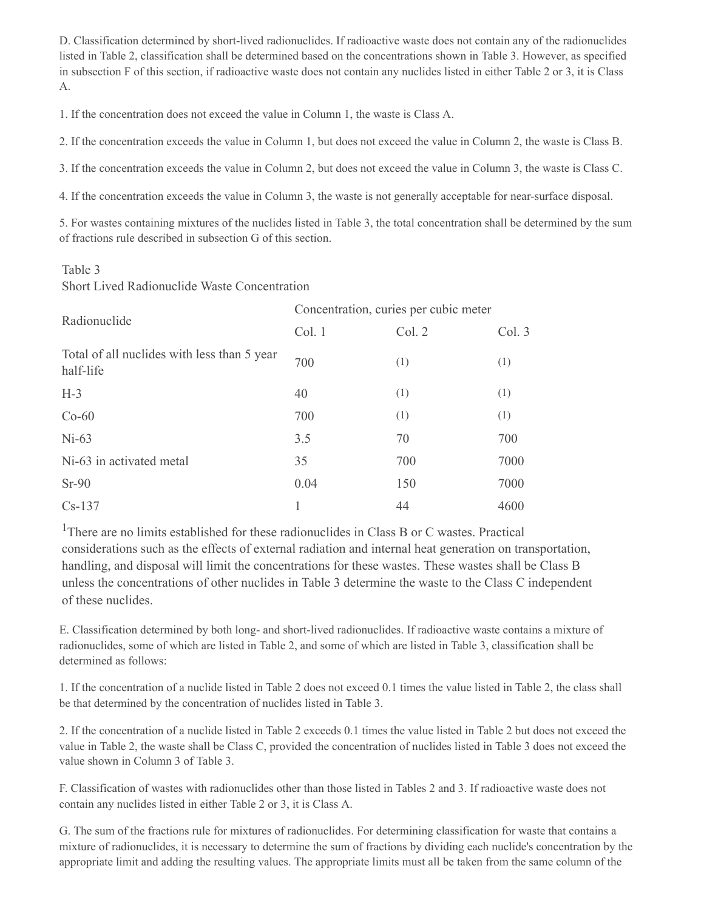D. Classification determined by short-lived radionuclides. If radioactive waste does not contain any of the radionuclides listed in Table 2, classification shall be determined based on the concentrations shown in Table 3. However, as specified in subsection F of this section, if radioactive waste does not contain any nuclides listed in either Table 2 or 3, it is Class A.

1. If the concentration does not exceed the value in Column 1, the waste is Class A.

2. If the concentration exceeds the value in Column 1, but does not exceed the value in Column 2, the waste is Class B.

3. If the concentration exceeds the value in Column 2, but does not exceed the value in Column 3, the waste is Class C.

4. If the concentration exceeds the value in Column 3, the waste is not generally acceptable for near-surface disposal.

5. For wastes containing mixtures of the nuclides listed in Table 3, the total concentration shall be determined by the sum of fractions rule described in subsection G of this section.

Table 3
Short Lived Radionuclide Waste Concentration

| Radionuclide | Concentration, curies per cubic meter | | |
|---|---|---|---|
| | Col. 1 | Col. 2 | Col. 3 |
| Total of all nuclides with less than 5 year half-life | 700 | (1) | (1) |
| H-3 | 40 | (1) | (1) |
| Co-60 | 700 | (1) | (1) |
| Ni-63 | 3.5 | 70 | 700 |
| Ni-63 in activated metal | 35 | 700 | 7000 |
| Sr-90 | 0.04 | 150 | 7000 |
| Cs-137 | 1 | 44 | 4600 |

[1]There are no limits established for these radionuclides in Class B or C wastes. Practical considerations such as the effects of external radiation and internal heat generation on transportation, handling, and disposal will limit the concentrations for these wastes. These wastes shall be Class B unless the concentrations of other nuclides in Table 3 determine the waste to the Class C independent of these nuclides.

E. Classification determined by both long- and short-lived radionuclides. If radioactive waste contains a mixture of radionuclides, some of which are listed in Table 2, and some of which are listed in Table 3, classification shall be determined as follows:

1. If the concentration of a nuclide listed in Table 2 does not exceed 0.1 times the value listed in Table 2, the class shall be that determined by the concentration of nuclides listed in Table 3.

2. If the concentration of a nuclide listed in Table 2 exceeds 0.1 times the value listed in Table 2 but does not exceed the value in Table 2, the waste shall be Class C, provided the concentration of nuclides listed in Table 3 does not exceed the value shown in Column 3 of Table 3.

F. Classification of wastes with radionuclides other than those listed in Tables 2 and 3. If radioactive waste does not contain any nuclides listed in either Table 2 or 3, it is Class A.

G. The sum of the fractions rule for mixtures of radionuclides. For determining classification for waste that contains a mixture of radionuclides, it is necessary to determine the sum of fractions by dividing each nuclide's concentration by the appropriate limit and adding the resulting values. The appropriate limits must all be taken from the same column of the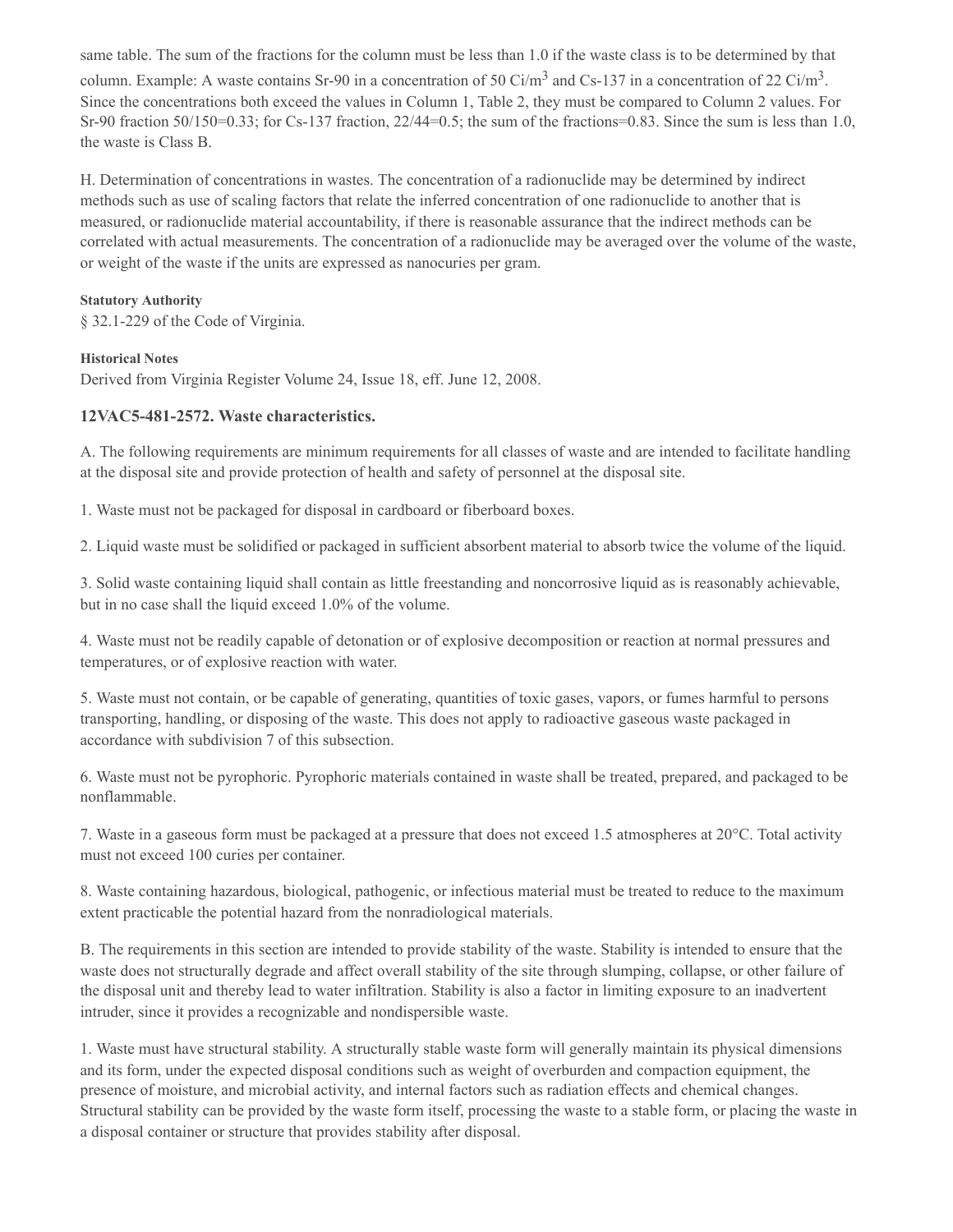same table. The sum of the fractions for the column must be less than 1.0 if the waste class is to be determined by that column. Example: A waste contains Sr-90 in a concentration of 50 $Ci/m^3$ and Cs-137 in a concentration of 22 $Ci/m^3$. Since the concentrations both exceed the values in Column 1, Table 2, they must be compared to Column 2 values. For Sr-90 fraction 50/150=0.33; for Cs-137 fraction, 22/44=0.5; the sum of the fractions=0.83. Since the sum is less than 1.0, the waste is Class B.

H. Determination of concentrations in wastes. The concentration of a radionuclide may be determined by indirect methods such as use of scaling factors that relate the inferred concentration of one radionuclide to another that is measured, or radionuclide material accountability, if there is reasonable assurance that the indirect methods can be correlated with actual measurements. The concentration of a radionuclide may be averaged over the volume of the waste, or weight of the waste if the units are expressed as nanocuries per gram.

**Statutory Authority**

§ 32.1-229 of the Code of Virginia.

**Historical Notes**

Derived from Virginia Register Volume 24, Issue 18, eff. June 12, 2008.

### 12VAC5-481-2572. Waste characteristics.

A. The following requirements are minimum requirements for all classes of waste and are intended to facilitate handling at the disposal site and provide protection of health and safety of personnel at the disposal site.

1. Waste must not be packaged for disposal in cardboard or fiberboard boxes.

2. Liquid waste must be solidified or packaged in sufficient absorbent material to absorb twice the volume of the liquid.

3. Solid waste containing liquid shall contain as little freestanding and noncorrosive liquid as is reasonably achievable, but in no case shall the liquid exceed 1.0% of the volume.

4. Waste must not be readily capable of detonation or of explosive decomposition or reaction at normal pressures and temperatures, or of explosive reaction with water.

5. Waste must not contain, or be capable of generating, quantities of toxic gases, vapors, or fumes harmful to persons transporting, handling, or disposing of the waste. This does not apply to radioactive gaseous waste packaged in accordance with subdivision 7 of this subsection.

6. Waste must not be pyrophoric. Pyrophoric materials contained in waste shall be treated, prepared, and packaged to be nonflammable.

7. Waste in a gaseous form must be packaged at a pressure that does not exceed 1.5 atmospheres at 20°C. Total activity must not exceed 100 curies per container.

8. Waste containing hazardous, biological, pathogenic, or infectious material must be treated to reduce to the maximum extent practicable the potential hazard from the nonradiological materials.

B. The requirements in this section are intended to provide stability of the waste. Stability is intended to ensure that the waste does not structurally degrade and affect overall stability of the site through slumping, collapse, or other failure of the disposal unit and thereby lead to water infiltration. Stability is also a factor in limiting exposure to an inadvertent intruder, since it provides a recognizable and nondispersible waste.

1. Waste must have structural stability. A structurally stable waste form will generally maintain its physical dimensions and its form, under the expected disposal conditions such as weight of overburden and compaction equipment, the presence of moisture, and microbial activity, and internal factors such as radiation effects and chemical changes. Structural stability can be provided by the waste form itself, processing the waste to a stable form, or placing the waste in a disposal container or structure that provides stability after disposal.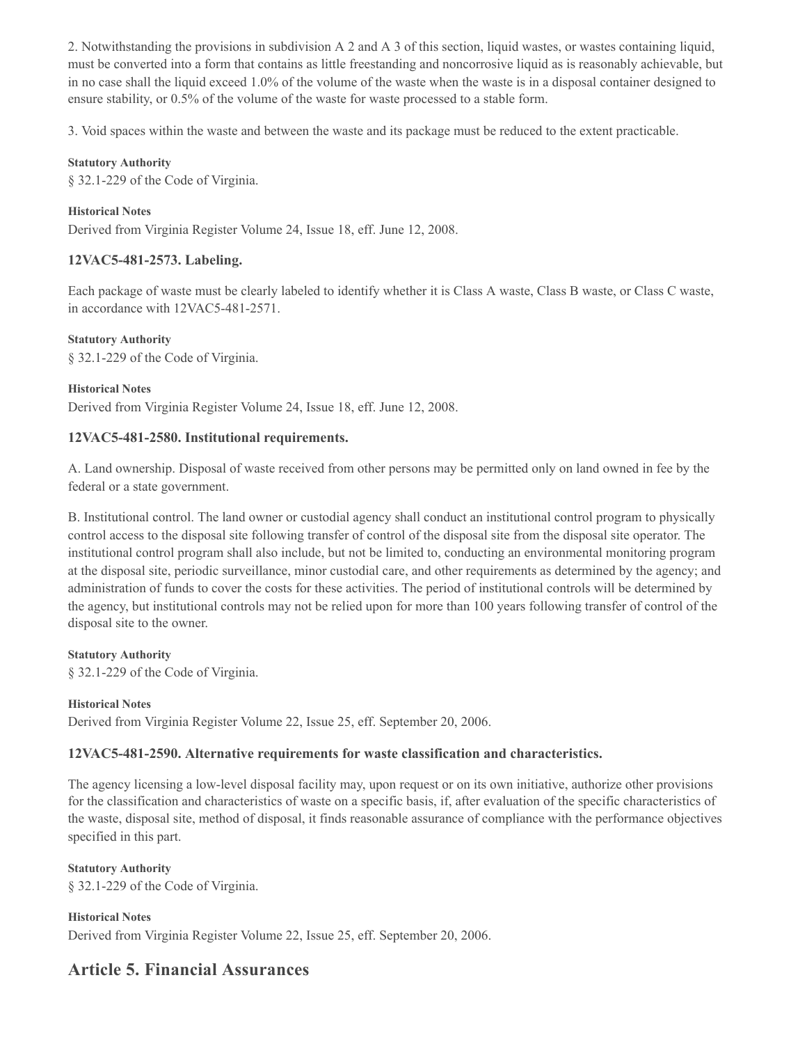2. Notwithstanding the provisions in subdivision A 2 and A 3 of this section, liquid wastes, or wastes containing liquid, must be converted into a form that contains as little freestanding and noncorrosive liquid as is reasonably achievable, but in no case shall the liquid exceed 1.0% of the volume of the waste when the waste is in a disposal container designed to ensure stability, or 0.5% of the volume of the waste for waste processed to a stable form.

3. Void spaces within the waste and between the waste and its package must be reduced to the extent practicable.

**Statutory Authority**

§ 32.1-229 of the Code of Virginia.

**Historical Notes**

Derived from Virginia Register Volume 24, Issue 18, eff. June 12, 2008.

### 12VAC5-481-2573. Labeling.

Each package of waste must be clearly labeled to identify whether it is Class A waste, Class B waste, or Class C waste, in accordance with 12VAC5-481-2571.

**Statutory Authority**

§ 32.1-229 of the Code of Virginia.

**Historical Notes**

Derived from Virginia Register Volume 24, Issue 18, eff. June 12, 2008.

### 12VAC5-481-2580. Institutional requirements.

A. Land ownership. Disposal of waste received from other persons may be permitted only on land owned in fee by the federal or a state government.

B. Institutional control. The land owner or custodial agency shall conduct an institutional control program to physically control access to the disposal site following transfer of control of the disposal site from the disposal site operator. The institutional control program shall also include, but not be limited to, conducting an environmental monitoring program at the disposal site, periodic surveillance, minor custodial care, and other requirements as determined by the agency; and administration of funds to cover the costs for these activities. The period of institutional controls will be determined by the agency, but institutional controls may not be relied upon for more than 100 years following transfer of control of the disposal site to the owner.

**Statutory Authority**

§ 32.1-229 of the Code of Virginia.

**Historical Notes**

Derived from Virginia Register Volume 22, Issue 25, eff. September 20, 2006.

### 12VAC5-481-2590. Alternative requirements for waste classification and characteristics.

The agency licensing a low-level disposal facility may, upon request or on its own initiative, authorize other provisions for the classification and characteristics of waste on a specific basis, if, after evaluation of the specific characteristics of the waste, disposal site, method of disposal, it finds reasonable assurance of compliance with the performance objectives specified in this part.

**Statutory Authority**

§ 32.1-229 of the Code of Virginia.

**Historical Notes**

Derived from Virginia Register Volume 22, Issue 25, eff. September 20, 2006.

## Article 5. Financial Assurances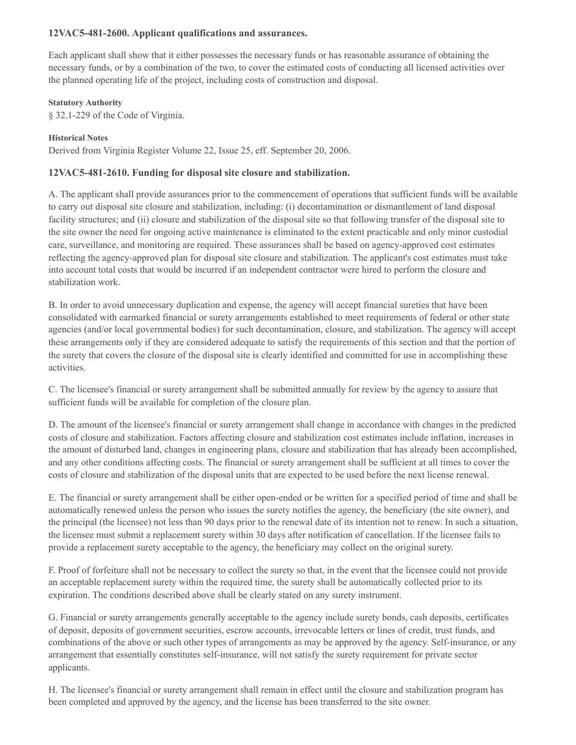### 12VAC5-481-2600. Applicant qualifications and assurances.

Each applicant shall show that it either possesses the necessary funds or has reasonable assurance of obtaining the necessary funds, or by a combination of the two, to cover the estimated costs of conducting all licensed activities over the planned operating life of the project, including costs of construction and disposal.

**Statutory Authority**

§ 32.1-229 of the Code of Virginia.

**Historical Notes**

Derived from Virginia Register Volume 22, Issue 25, eff. September 20, 2006.

### 12VAC5-481-2610. Funding for disposal site closure and stabilization.

A. The applicant shall provide assurances prior to the commencement of operations that sufficient funds will be available to carry out disposal site closure and stabilization, including: (i) decontamination or dismantlement of land disposal facility structures; and (ii) closure and stabilization of the disposal site so that following transfer of the disposal site to the site owner the need for ongoing active maintenance is eliminated to the extent practicable and only minor custodial care, surveillance, and monitoring are required. These assurances shall be based on agency-approved cost estimates reflecting the agency-approved plan for disposal site closure and stabilization. The applicant's cost estimates must take into account total costs that would be incurred if an independent contractor were hired to perform the closure and stabilization work.

B. In order to avoid unnecessary duplication and expense, the agency will accept financial sureties that have been consolidated with earmarked financial or surety arrangements established to meet requirements of federal or other state agencies (and/or local governmental bodies) for such decontamination, closure, and stabilization. The agency will accept these arrangements only if they are considered adequate to satisfy the requirements of this section and that the portion of the surety that covers the closure of the disposal site is clearly identified and committed for use in accomplishing these activities.

C. The licensee's financial or surety arrangement shall be submitted annually for review by the agency to assure that sufficient funds will be available for completion of the closure plan.

D. The amount of the licensee's financial or surety arrangement shall change in accordance with changes in the predicted costs of closure and stabilization. Factors affecting closure and stabilization cost estimates include inflation, increases in the amount of disturbed land, changes in engineering plans, closure and stabilization that has already been accomplished, and any other conditions affecting costs. The financial or surety arrangement shall be sufficient at all times to cover the costs of closure and stabilization of the disposal units that are expected to be used before the next license renewal.

E. The financial or surety arrangement shall be either open-ended or be written for a specified period of time and shall be automatically renewed unless the person who issues the surety notifies the agency, the beneficiary (the site owner), and the principal (the licensee) not less than 90 days prior to the renewal date of its intention not to renew. In such a situation, the licensee must submit a replacement surety within 30 days after notification of cancellation. If the licensee fails to provide a replacement surety acceptable to the agency, the beneficiary may collect on the original surety.

F. Proof of forfeiture shall not be necessary to collect the surety so that, in the event that the licensee could not provide an acceptable replacement surety within the required time, the surety shall be automatically collected prior to its expiration. The conditions described above shall be clearly stated on any surety instrument.

G. Financial or surety arrangements generally acceptable to the agency include surety bonds, cash deposits, certificates of deposit, deposits of government securities, escrow accounts, irrevocable letters or lines of credit, trust funds, and combinations of the above or such other types of arrangements as may be approved by the agency. Self-insurance, or any arrangement that essentially constitutes self-insurance, will not satisfy the surety requirement for private sector applicants.

H. The licensee's financial or surety arrangement shall remain in effect until the closure and stabilization program has been completed and approved by the agency, and the license has been transferred to the site owner.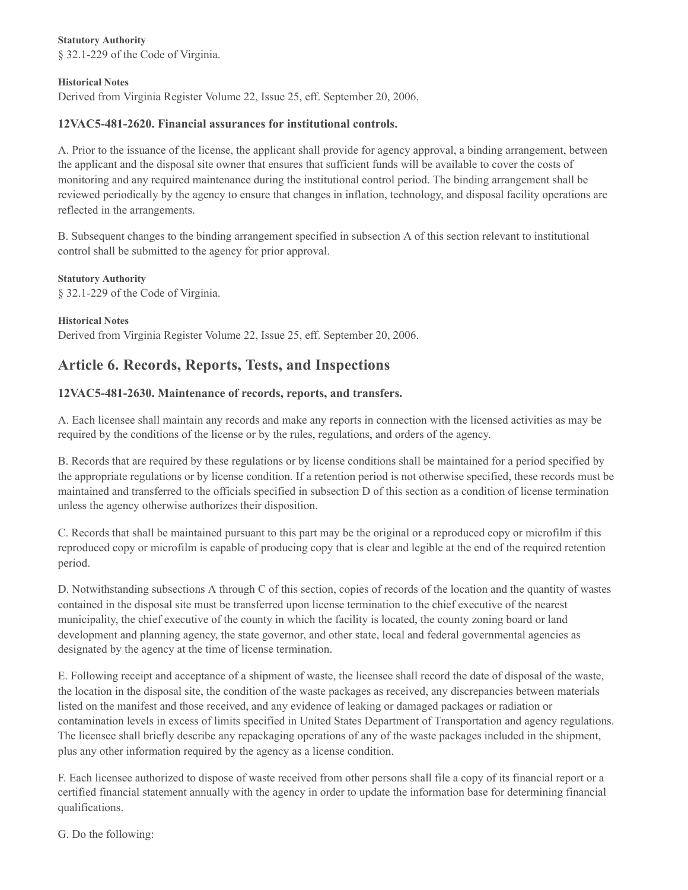**Statutory Authority**

§ 32.1-229 of the Code of Virginia.

**Historical Notes**

Derived from Virginia Register Volume 22, Issue 25, eff. September 20, 2006.

### 12VAC5-481-2620. Financial assurances for institutional controls.

A. Prior to the issuance of the license, the applicant shall provide for agency approval, a binding arrangement, between the applicant and the disposal site owner that ensures that sufficient funds will be available to cover the costs of monitoring and any required maintenance during the institutional control period. The binding arrangement shall be reviewed periodically by the agency to ensure that changes in inflation, technology, and disposal facility operations are reflected in the arrangements.

B. Subsequent changes to the binding arrangement specified in subsection A of this section relevant to institutional control shall be submitted to the agency for prior approval.

**Statutory Authority**

§ 32.1-229 of the Code of Virginia.

**Historical Notes**

Derived from Virginia Register Volume 22, Issue 25, eff. September 20, 2006.

## Article 6. Records, Reports, Tests, and Inspections

### 12VAC5-481-2630. Maintenance of records, reports, and transfers.

A. Each licensee shall maintain any records and make any reports in connection with the licensed activities as may be required by the conditions of the license or by the rules, regulations, and orders of the agency.

B. Records that are required by these regulations or by license conditions shall be maintained for a period specified by the appropriate regulations or by license condition. If a retention period is not otherwise specified, these records must be maintained and transferred to the officials specified in subsection D of this section as a condition of license termination unless the agency otherwise authorizes their disposition.

C. Records that shall be maintained pursuant to this part may be the original or a reproduced copy or microfilm if this reproduced copy or microfilm is capable of producing copy that is clear and legible at the end of the required retention period.

D. Notwithstanding subsections A through C of this section, copies of records of the location and the quantity of wastes contained in the disposal site must be transferred upon license termination to the chief executive of the nearest municipality, the chief executive of the county in which the facility is located, the county zoning board or land development and planning agency, the state governor, and other state, local and federal governmental agencies as designated by the agency at the time of license termination.

E. Following receipt and acceptance of a shipment of waste, the licensee shall record the date of disposal of the waste, the location in the disposal site, the condition of the waste packages as received, any discrepancies between materials listed on the manifest and those received, and any evidence of leaking or damaged packages or radiation or contamination levels in excess of limits specified in United States Department of Transportation and agency regulations. The licensee shall briefly describe any repackaging operations of any of the waste packages included in the shipment, plus any other information required by the agency as a license condition.

F. Each licensee authorized to dispose of waste received from other persons shall file a copy of its financial report or a certified financial statement annually with the agency in order to update the information base for determining financial qualifications.

G. Do the following: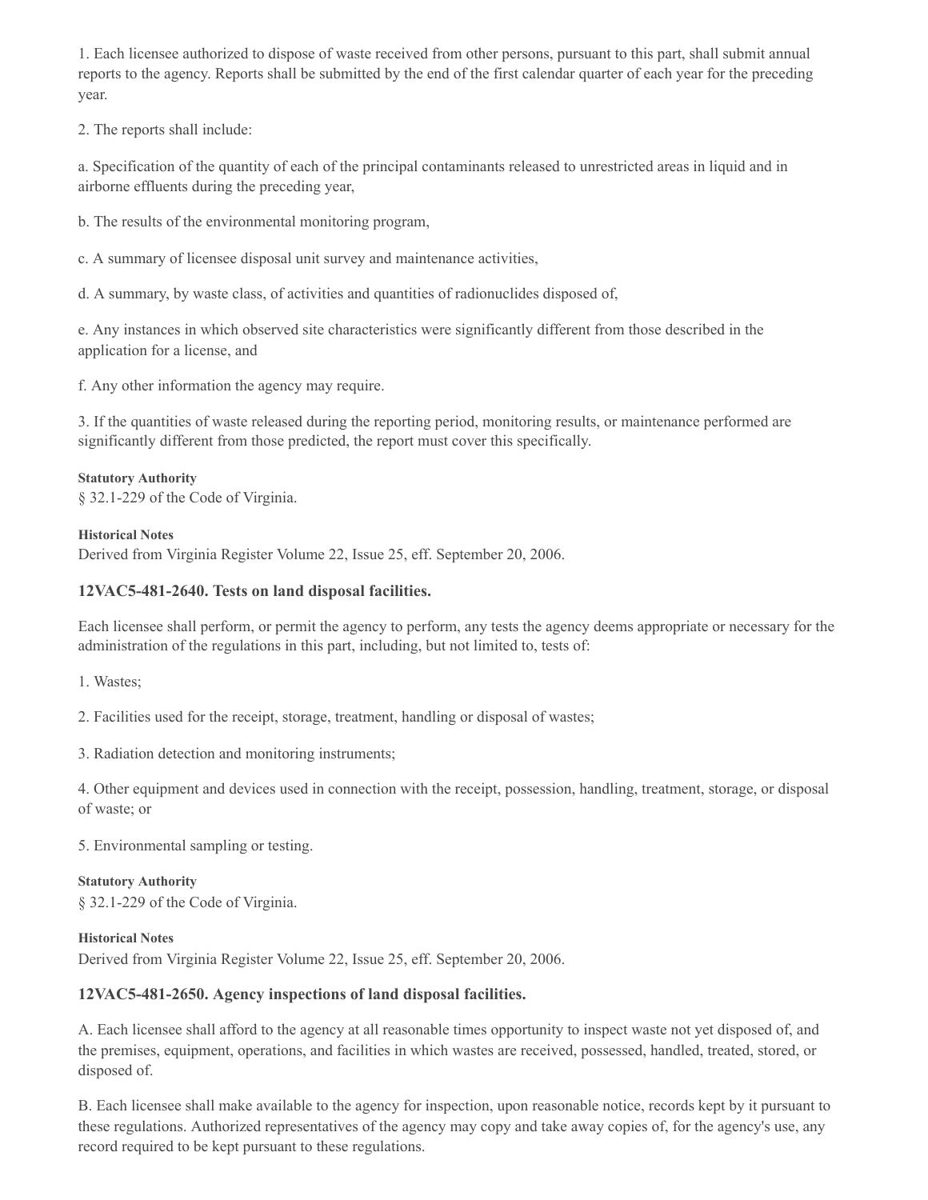1. Each licensee authorized to dispose of waste received from other persons, pursuant to this part, shall submit annual reports to the agency. Reports shall be submitted by the end of the first calendar quarter of each year for the preceding year.

2. The reports shall include:

a. Specification of the quantity of each of the principal contaminants released to unrestricted areas in liquid and in airborne effluents during the preceding year,

b. The results of the environmental monitoring program,

c. A summary of licensee disposal unit survey and maintenance activities,

d. A summary, by waste class, of activities and quantities of radionuclides disposed of,

e. Any instances in which observed site characteristics were significantly different from those described in the application for a license, and

f. Any other information the agency may require.

3. If the quantities of waste released during the reporting period, monitoring results, or maintenance performed are significantly different from those predicted, the report must cover this specifically.

**Statutory Authority**

§ 32.1-229 of the Code of Virginia.

**Historical Notes**

Derived from Virginia Register Volume 22, Issue 25, eff. September 20, 2006.

### 12VAC5-481-2640. Tests on land disposal facilities.

Each licensee shall perform, or permit the agency to perform, any tests the agency deems appropriate or necessary for the administration of the regulations in this part, including, but not limited to, tests of:

1. Wastes;

2. Facilities used for the receipt, storage, treatment, handling or disposal of wastes;

3. Radiation detection and monitoring instruments;

4. Other equipment and devices used in connection with the receipt, possession, handling, treatment, storage, or disposal of waste; or

5. Environmental sampling or testing.

**Statutory Authority**

§ 32.1-229 of the Code of Virginia.

**Historical Notes**

Derived from Virginia Register Volume 22, Issue 25, eff. September 20, 2006.

### 12VAC5-481-2650. Agency inspections of land disposal facilities.

A. Each licensee shall afford to the agency at all reasonable times opportunity to inspect waste not yet disposed of, and the premises, equipment, operations, and facilities in which wastes are received, possessed, handled, treated, stored, or disposed of.

B. Each licensee shall make available to the agency for inspection, upon reasonable notice, records kept by it pursuant to these regulations. Authorized representatives of the agency may copy and take away copies of, for the agency's use, any record required to be kept pursuant to these regulations.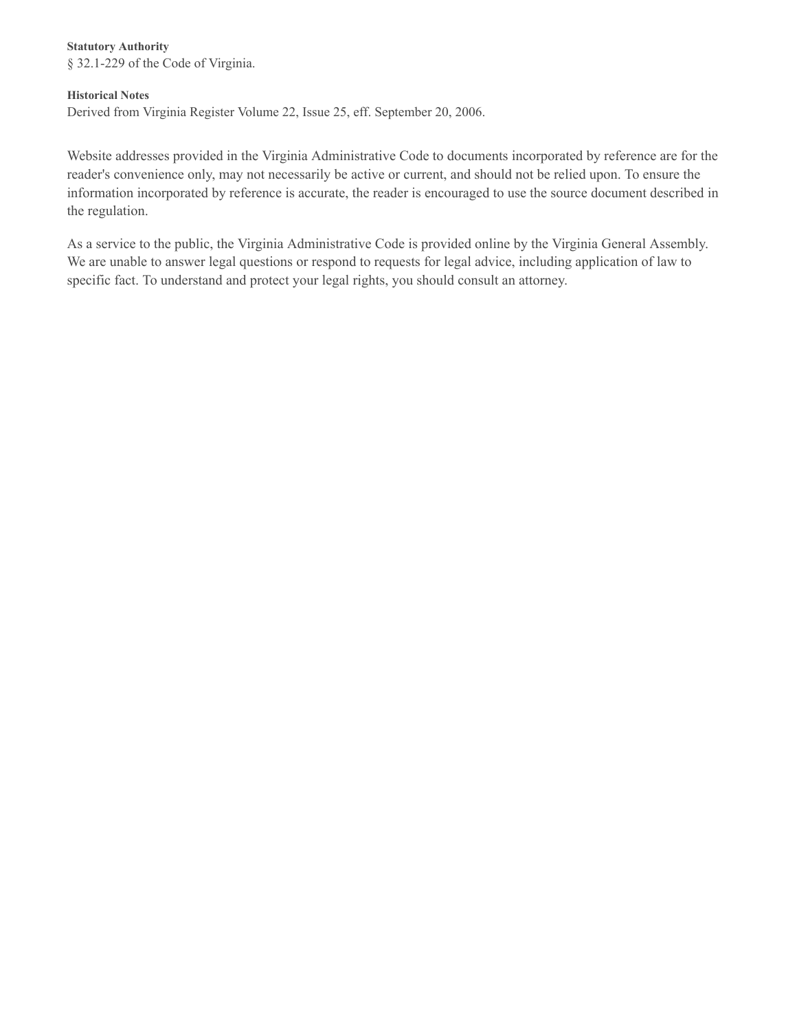**Statutory Authority**

§ 32.1-229 of the Code of Virginia.

**Historical Notes**

Derived from Virginia Register Volume 22, Issue 25, eff. September 20, 2006.

Website addresses provided in the Virginia Administrative Code to documents incorporated by reference are for the reader's convenience only, may not necessarily be active or current, and should not be relied upon. To ensure the information incorporated by reference is accurate, the reader is encouraged to use the source document described in the regulation.

As a service to the public, the Virginia Administrative Code is provided online by the Virginia General Assembly. We are unable to answer legal questions or respond to requests for legal advice, including application of law to specific fact. To understand and protect your legal rights, you should consult an attorney.